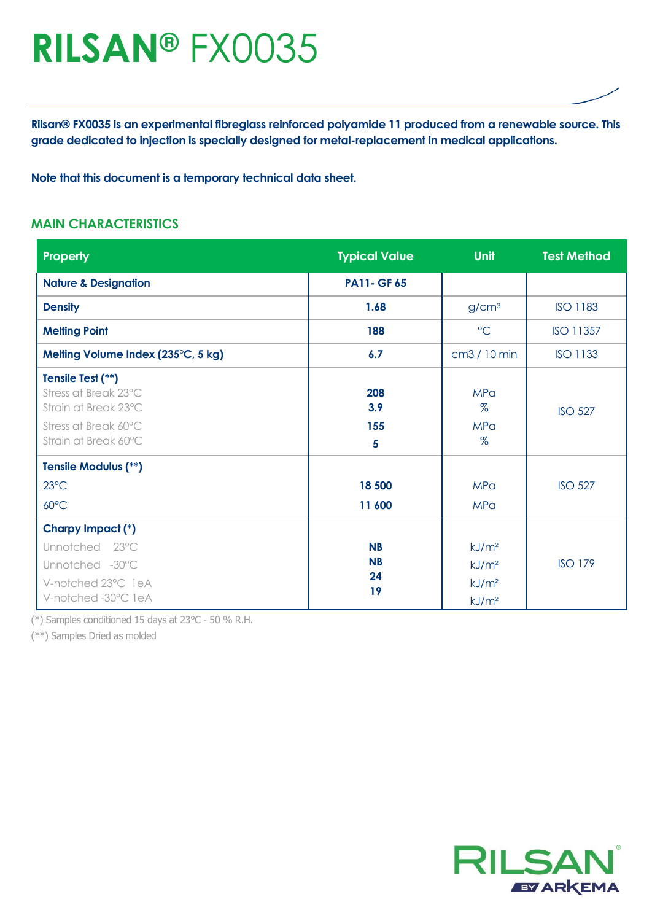# RILSAN® FX0035

**Rilsan® FX0035 is an experimental fibreglass reinforced polyamide 11 produced from a renewable source. This grade dedicated to injection is specially designed for metal-replacement in medical applications.**

**Note that this document is a temporary technical data sheet.**

## MAIN CHARACTERISTICS

| Property | Typical Value | Unit | Test Method |
|---|---|---|---|
| **Nature & Designation** | **PA11- GF 65** | | |
| **Density** | **1.68** | g/cm³ | ISO 1183 |
| **Melting Point** | **188** | °C | ISO 11357 |
| **Melting Volume Index (235°C, 5 kg)** | **6.7** | cm3 / 10 min | ISO 1133 |
| **Tensile Test (**)** | | | ISO 527 |
| Stress at Break 23°C | **208** | MPa | |
| Strain at Break 23°C | **3.9** | % | |
| Stress at Break 60°C | **155** | MPa | |
| Strain at Break 60°C | **5** | % | |
| **Tensile Modulus (**)** | | | ISO 527 |
| 23°C | **18 500** | MPa | |
| 60°C | **11 600** | MPa | |
| **Charpy Impact (*)** | | | ISO 179 |
| Unnotched 23°C | **NB** | kJ/m² | |
| Unnotched -30°C | **NB** | kJ/m² | |
| V-notched 23°C 1eA | **24** | kJ/m² | |
| V-notched -30°C 1eA | **19** | kJ/m² | |

(*) Samples conditioned 15 days at 23°C - 50 % R.H.

(**) Samples Dried as molded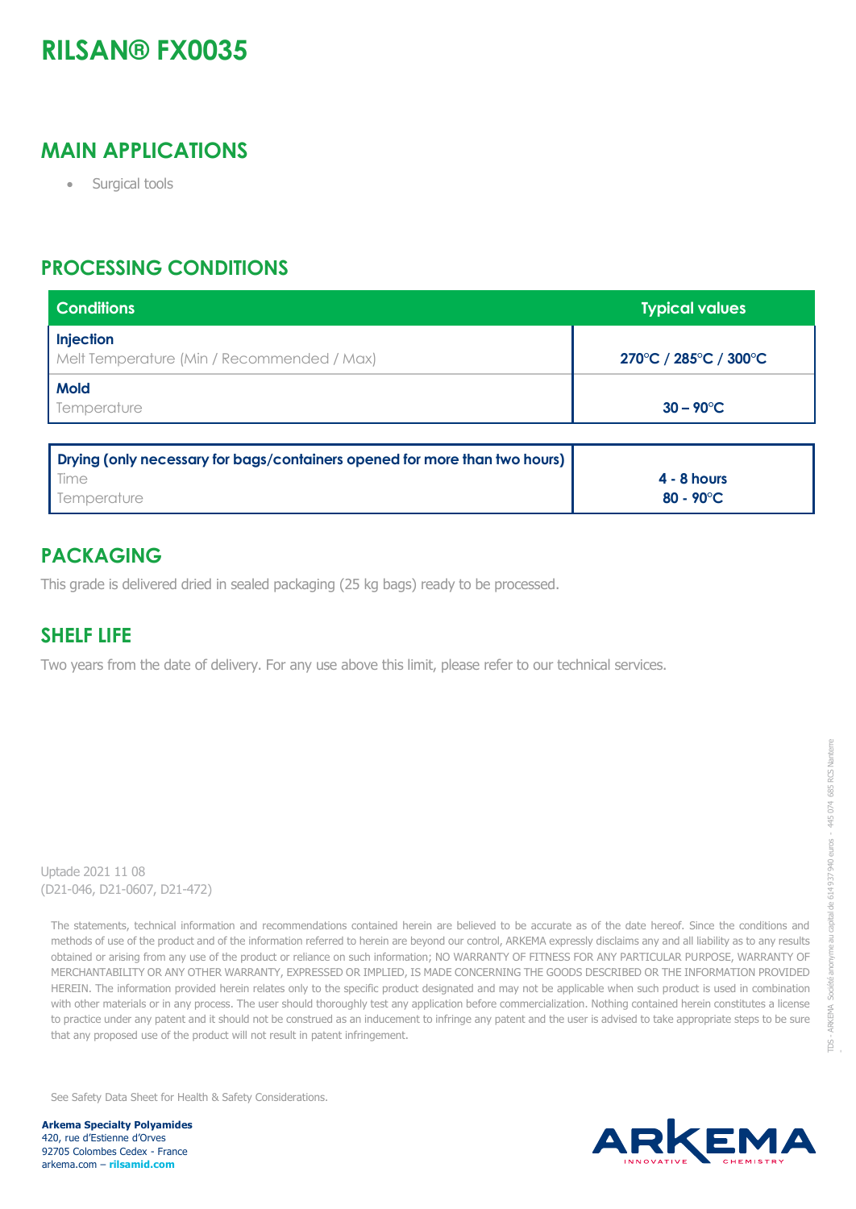# RILSAN® FX0035

## MAIN APPLICATIONS

- Surgical tools

## PROCESSING CONDITIONS

| Conditions | Typical values |
| --- | --- |
| **Injection**<br>Melt Temperature (Min / Recommended / Max) | **270°C / 285°C / 300°C** |
| **Mold**<br>Temperature | **30 – 90°C** |

| **Drying (only necessary for bags/containers opened for more than two hours)** | |
| --- | --- |
| Time | **4 - 8 hours** |
| Temperature | **80 - 90°C** |

## PACKAGING

This grade is delivered dried in sealed packaging (25 kg bags) ready to be processed.

## SHELF LIFE

Two years from the date of delivery. For any use above this limit, please refer to our technical services.

Uptade 2021 11 08
(D21-046, D21-0607, D21-472)

The statements, technical information and recommendations contained herein are believed to be accurate as of the date hereof. Since the conditions and methods of use of the product and of the information referred to herein are beyond our control, ARKEMA expressly disclaims any and all liability as to any results obtained or arising from any use of the product or reliance on such information; NO WARRANTY OF FITNESS FOR ANY PARTICULAR PURPOSE, WARRANTY OF MERCHANTABILITY OR ANY OTHER WARRANTY, EXPRESSED OR IMPLIED, IS MADE CONCERNING THE GOODS DESCRIBED OR THE INFORMATION PROVIDED HEREIN. The information provided herein relates only to the specific product designated and may not be applicable when such product is used in combination with other materials or in any process. The user should thoroughly test any application before commercialization. Nothing contained herein constitutes a license to practice under any patent and it should not be construed as an inducement to infringe any patent and the user is advised to take appropriate steps to be sure that any proposed use of the product will not result in patent infringement.

See Safety Data Sheet for Health & Safety Considerations.

**Arkema Specialty Polyamides**
420, rue d'Estienne d'Orves
92705 Colombes Cedex - France
arkema.com – **rilsamid.com**

TDS - ARKEMA Société anonyme au capital de 614 937 940 euros - 445 074 685 RCS Nanterre